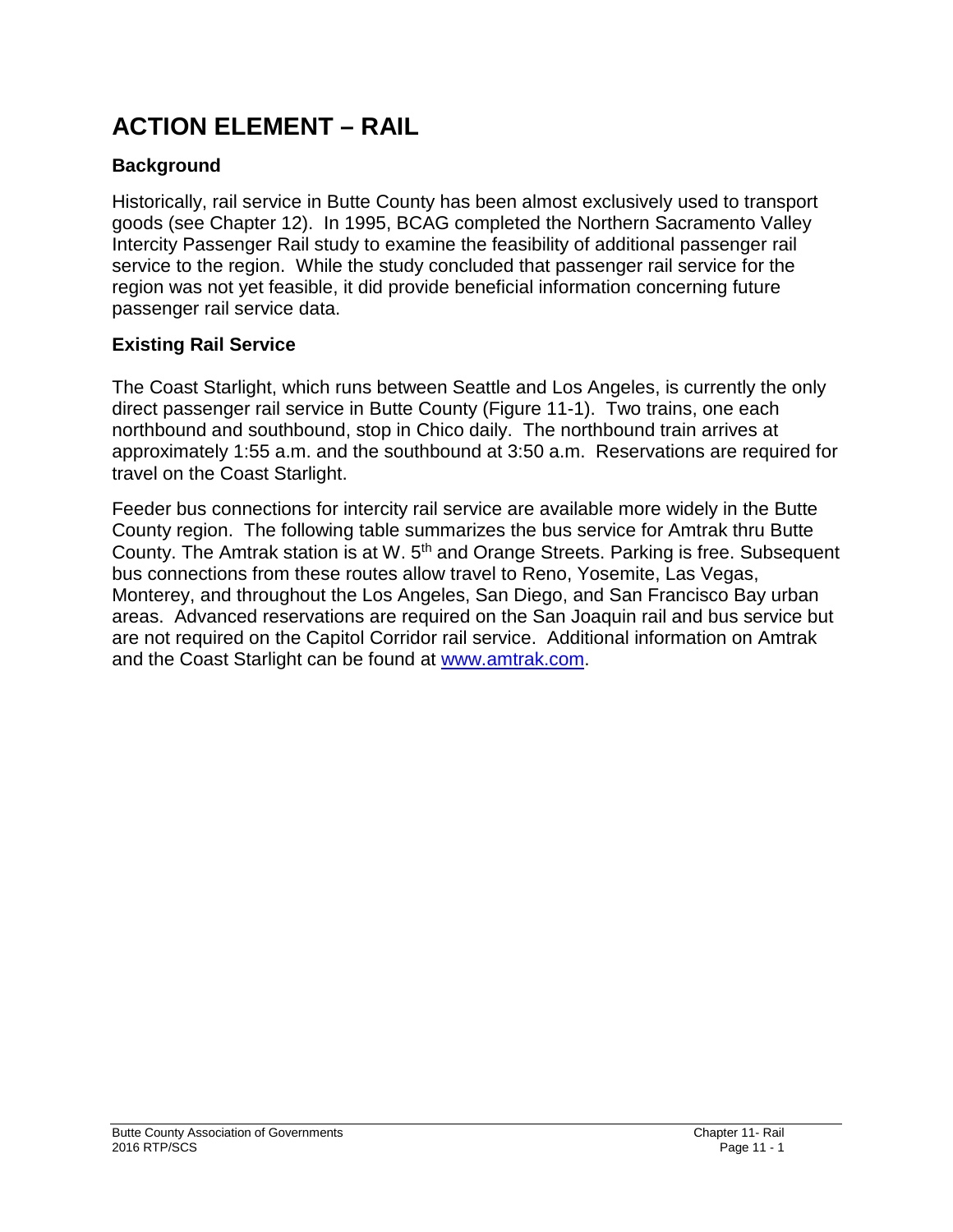# ACTION ELEMENT – RAIL

## Background

Historically, rail service in Butte County has been almost exclusively used to transport goods (see Chapter 12). In 1995, BCAG completed the Northern Sacramento Valley Intercity Passenger Rail study to examine the feasibility of additional passenger rail service to the region. While the study concluded that passenger rail service for the region was not yet feasible, it did provide beneficial information concerning future passenger rail service data.

## Existing Rail Service

The Coast Starlight, which runs between Seattle and Los Angeles, is currently the only direct passenger rail service in Butte County (Figure 11-1). Two trains, one each northbound and southbound, stop in Chico daily. The northbound train arrives at approximately 1:55 a.m. and the southbound at 3:50 a.m. Reservations are required for travel on the Coast Starlight.

Feeder bus connections for intercity rail service are available more widely in the Butte County region. The following table summarizes the bus service for Amtrak thru Butte County. The Amtrak station is at W. 5th and Orange Streets. Parking is free. Subsequent bus connections from these routes allow travel to Reno, Yosemite, Las Vegas, Monterey, and throughout the Los Angeles, San Diego, and San Francisco Bay urban areas. Advanced reservations are required on the San Joaquin rail and bus service but are not required on the Capitol Corridor rail service. Additional information on Amtrak and the Coast Starlight can be found at www.amtrak.com.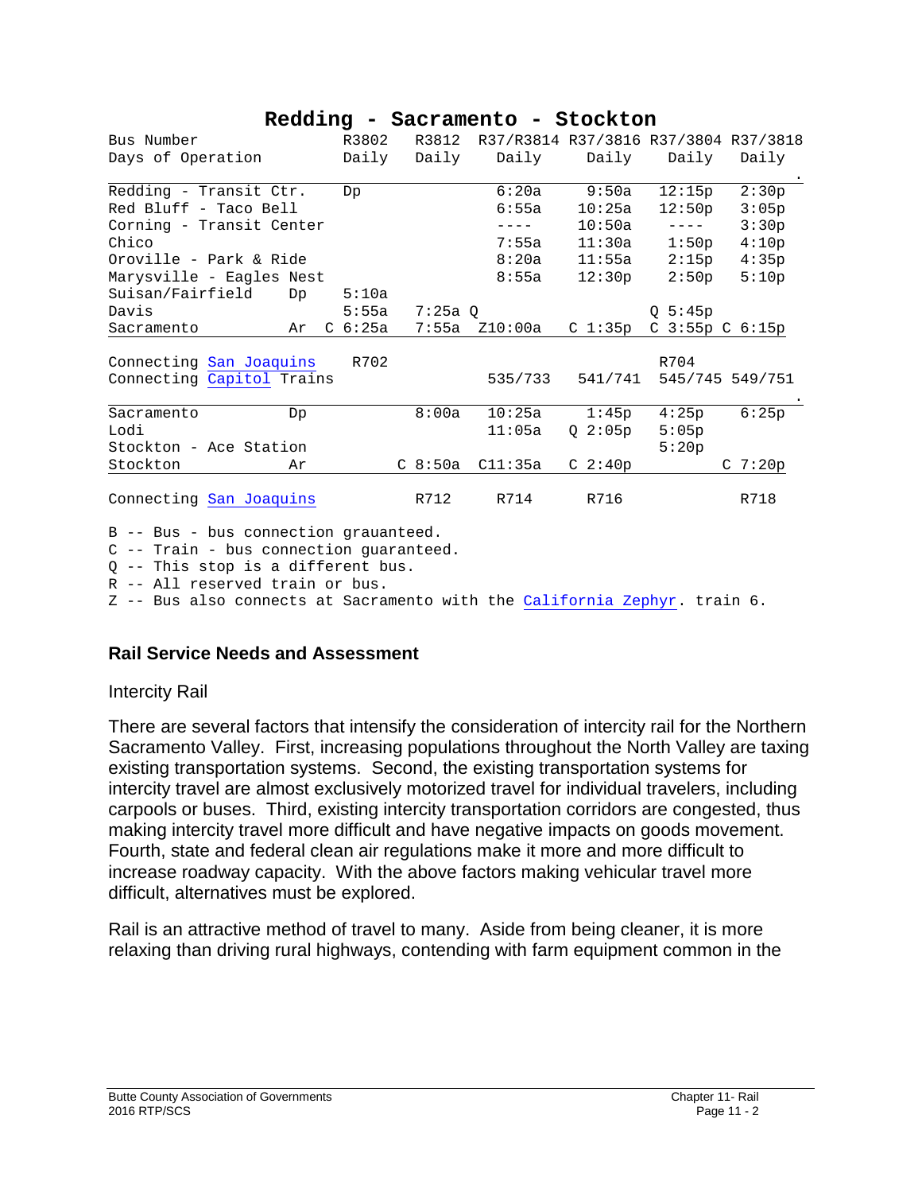## Redding - Sacramento - Stockton

| Bus Number | R3802 | R3812 | R37/R3814 | R37/3816 | R37/3804 | R37/3818 |
|---|---|---|---|---|---|---|
| Days of Operation | Daily | Daily | Daily | Daily | Daily | Daily |
| Redding - Transit Ctr. Dp | | | 6:20a | 9:50a | 12:15p | 2:30p |
| Red Bluff - Taco Bell | | | 6:55a | 10:25a | 12:50p | 3:05p |
| Corning - Transit Center | | | ---- | 10:50a | ---- | 3:30p |
| Chico | | | 7:55a | 11:30a | 1:50p | 4:10p |
| Oroville - Park & Ride | | | 8:20a | 11:55a | 2:15p | 4:35p |
| Marysville - Eagles Nest | | | 8:55a | 12:30p | 2:50p | 5:10p |
| Suisan/Fairfield Dp | 5:10a | | | | | |
| Davis | 5:55a | 7:25a Q | | | Q 5:45p | |
| Sacramento Ar | C 6:25a | 7:55a | Z10:00a | C 1:35p | C 3:55p | C 6:15p |
| Connecting San Joaquins | R702 | | | | R704 | |
| Connecting Capitol Trains | | | 535/733 | 541/741 | 545/745 | 549/751 |
| Sacramento Dp | | 8:00a | 10:25a | 1:45p | 4:25p | 6:25p |
| Lodi | | | 11:05a | Q 2:05p | 5:05p | |
| Stockton - Ace Station | | | | | 5:20p | |
| Stockton Ar | | C 8:50a | C11:35a | C 2:40p | | C 7:20p |
| Connecting San Joaquins | | R712 | R714 | R716 | | R718 |

B -- Bus - bus connection grauanteed.
C -- Train - bus connection guaranteed.
Q -- This stop is a different bus.
R -- All reserved train or bus.
Z -- Bus also connects at Sacramento with the California Zephyr. train 6.

### Rail Service Needs and Assessment

Intercity Rail

There are several factors that intensify the consideration of intercity rail for the Northern Sacramento Valley. First, increasing populations throughout the North Valley are taxing existing transportation systems. Second, the existing transportation systems for intercity travel are almost exclusively motorized travel for individual travelers, including carpools or buses. Third, existing intercity transportation corridors are congested, thus making intercity travel more difficult and have negative impacts on goods movement. Fourth, state and federal clean air regulations make it more and more difficult to increase roadway capacity. With the above factors making vehicular travel more difficult, alternatives must be explored.

Rail is an attractive method of travel to many. Aside from being cleaner, it is more relaxing than driving rural highways, contending with farm equipment common in the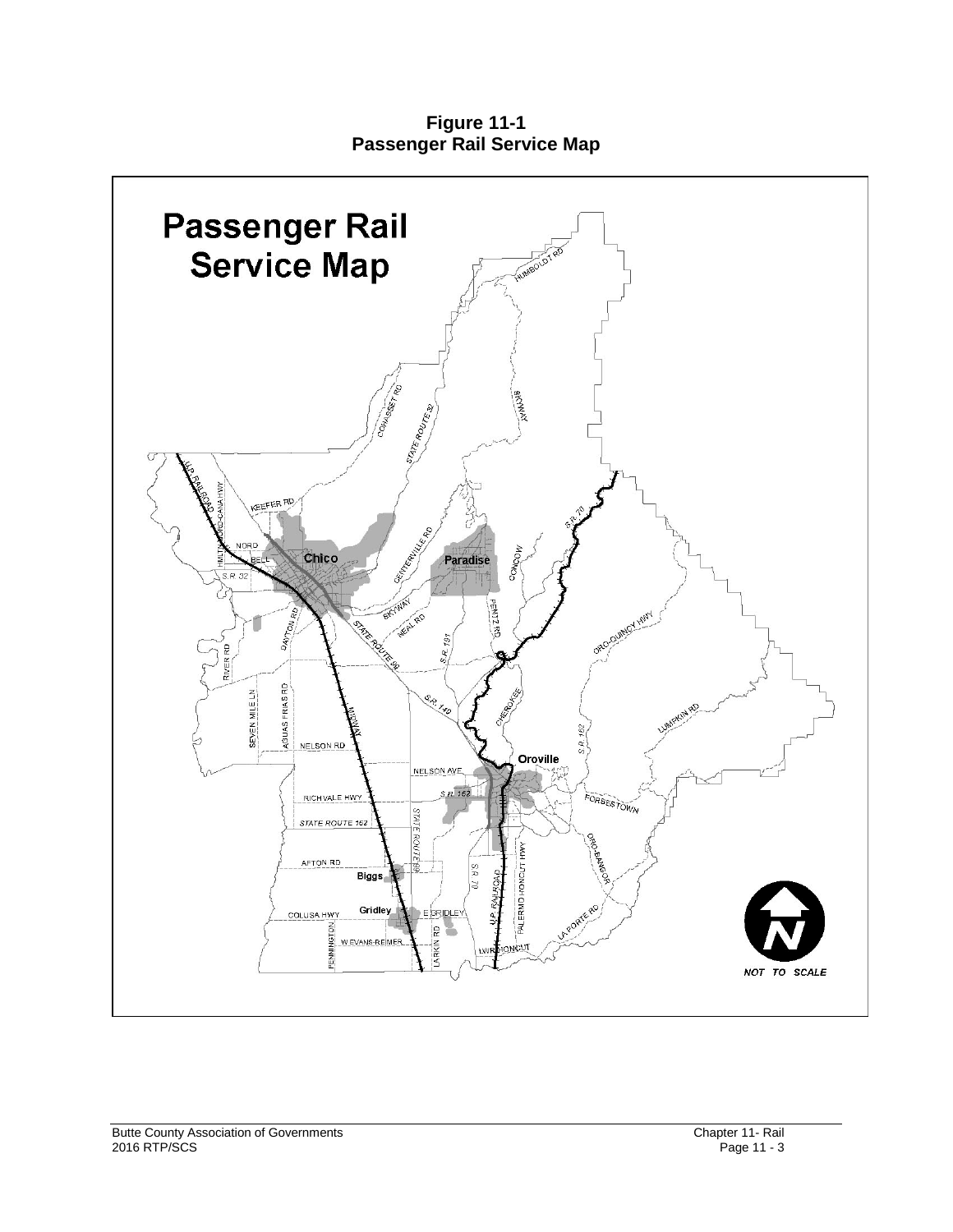**Figure 11-1**
**Passenger Rail Service Map**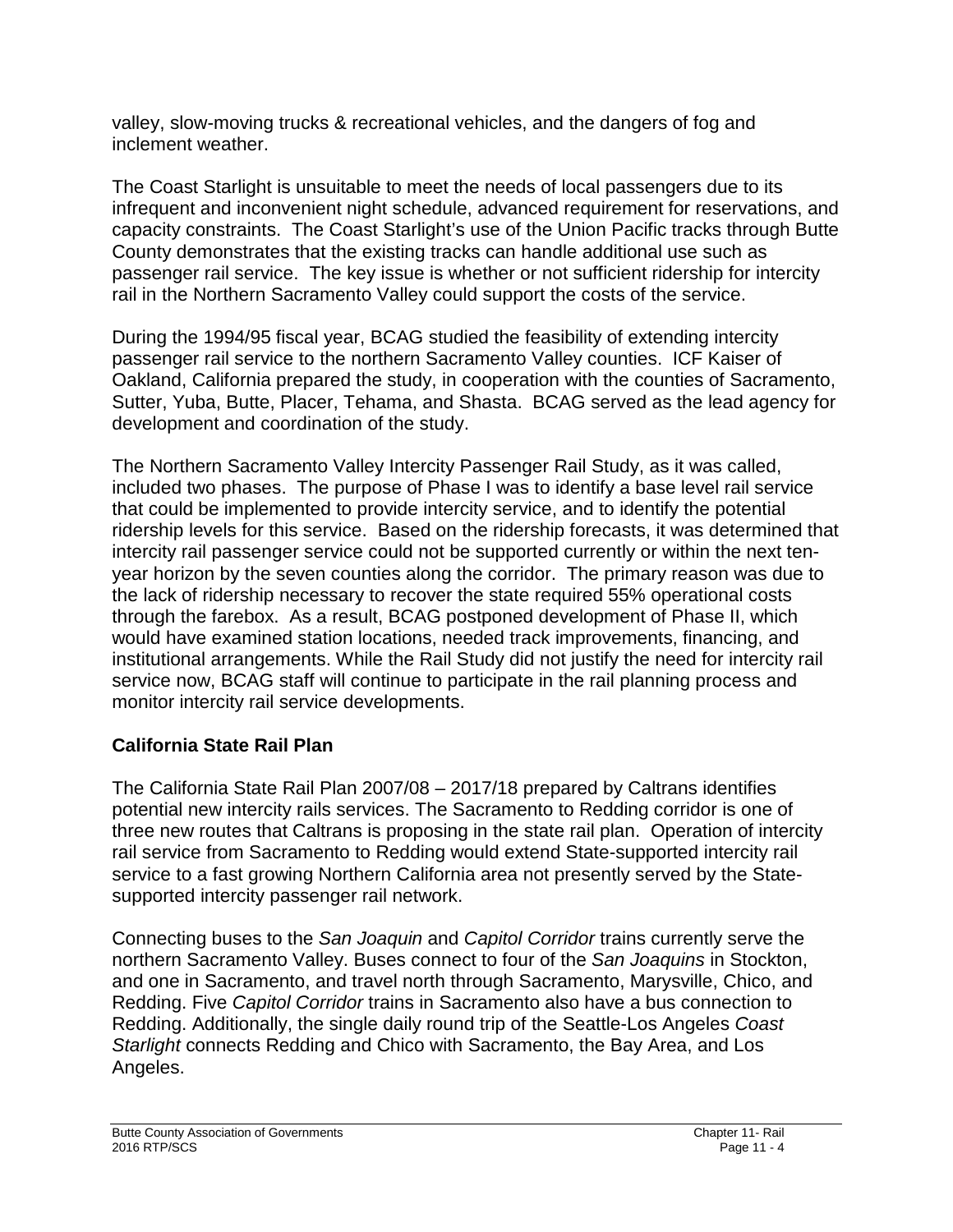valley, slow-moving trucks & recreational vehicles, and the dangers of fog and inclement weather.

The Coast Starlight is unsuitable to meet the needs of local passengers due to its infrequent and inconvenient night schedule, advanced requirement for reservations, and capacity constraints. The Coast Starlight's use of the Union Pacific tracks through Butte County demonstrates that the existing tracks can handle additional use such as passenger rail service. The key issue is whether or not sufficient ridership for intercity rail in the Northern Sacramento Valley could support the costs of the service.

During the 1994/95 fiscal year, BCAG studied the feasibility of extending intercity passenger rail service to the northern Sacramento Valley counties. ICF Kaiser of Oakland, California prepared the study, in cooperation with the counties of Sacramento, Sutter, Yuba, Butte, Placer, Tehama, and Shasta. BCAG served as the lead agency for development and coordination of the study.

The Northern Sacramento Valley Intercity Passenger Rail Study, as it was called, included two phases. The purpose of Phase I was to identify a base level rail service that could be implemented to provide intercity service, and to identify the potential ridership levels for this service. Based on the ridership forecasts, it was determined that intercity rail passenger service could not be supported currently or within the next ten-year horizon by the seven counties along the corridor. The primary reason was due to the lack of ridership necessary to recover the state required 55% operational costs through the farebox. As a result, BCAG postponed development of Phase II, which would have examined station locations, needed track improvements, financing, and institutional arrangements. While the Rail Study did not justify the need for intercity rail service now, BCAG staff will continue to participate in the rail planning process and monitor intercity rail service developments.

## California State Rail Plan

The California State Rail Plan 2007/08 – 2017/18 prepared by Caltrans identifies potential new intercity rails services. The Sacramento to Redding corridor is one of three new routes that Caltrans is proposing in the state rail plan. Operation of intercity rail service from Sacramento to Redding would extend State-supported intercity rail service to a fast growing Northern California area not presently served by the State-supported intercity passenger rail network.

Connecting buses to the *San Joaquin* and *Capitol Corridor* trains currently serve the northern Sacramento Valley. Buses connect to four of the *San Joaquins* in Stockton, and one in Sacramento, and travel north through Sacramento, Marysville, Chico, and Redding. Five *Capitol Corridor* trains in Sacramento also have a bus connection to Redding. Additionally, the single daily round trip of the Seattle-Los Angeles *Coast Starlight* connects Redding and Chico with Sacramento, the Bay Area, and Los Angeles.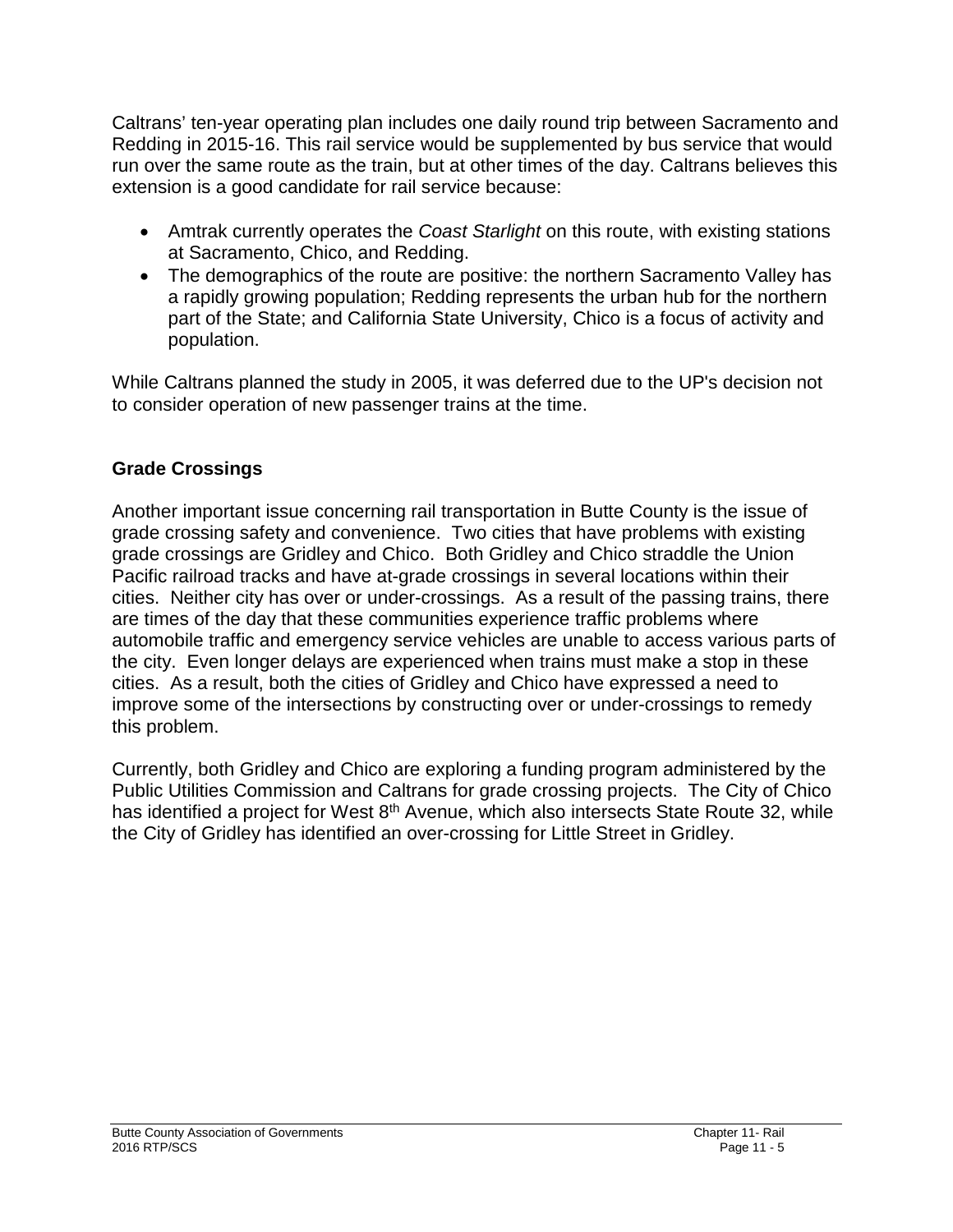Caltrans' ten-year operating plan includes one daily round trip between Sacramento and Redding in 2015-16. This rail service would be supplemented by bus service that would run over the same route as the train, but at other times of the day. Caltrans believes this extension is a good candidate for rail service because:

- Amtrak currently operates the *Coast Starlight* on this route, with existing stations at Sacramento, Chico, and Redding.
- The demographics of the route are positive: the northern Sacramento Valley has a rapidly growing population; Redding represents the urban hub for the northern part of the State; and California State University, Chico is a focus of activity and population.

While Caltrans planned the study in 2005, it was deferred due to the UP's decision not to consider operation of new passenger trains at the time.

### Grade Crossings

Another important issue concerning rail transportation in Butte County is the issue of grade crossing safety and convenience. Two cities that have problems with existing grade crossings are Gridley and Chico. Both Gridley and Chico straddle the Union Pacific railroad tracks and have at-grade crossings in several locations within their cities. Neither city has over or under-crossings. As a result of the passing trains, there are times of the day that these communities experience traffic problems where automobile traffic and emergency service vehicles are unable to access various parts of the city. Even longer delays are experienced when trains must make a stop in these cities. As a result, both the cities of Gridley and Chico have expressed a need to improve some of the intersections by constructing over or under-crossings to remedy this problem.

Currently, both Gridley and Chico are exploring a funding program administered by the Public Utilities Commission and Caltrans for grade crossing projects. The City of Chico has identified a project for West 8th Avenue, which also intersects State Route 32, while the City of Gridley has identified an over-crossing for Little Street in Gridley.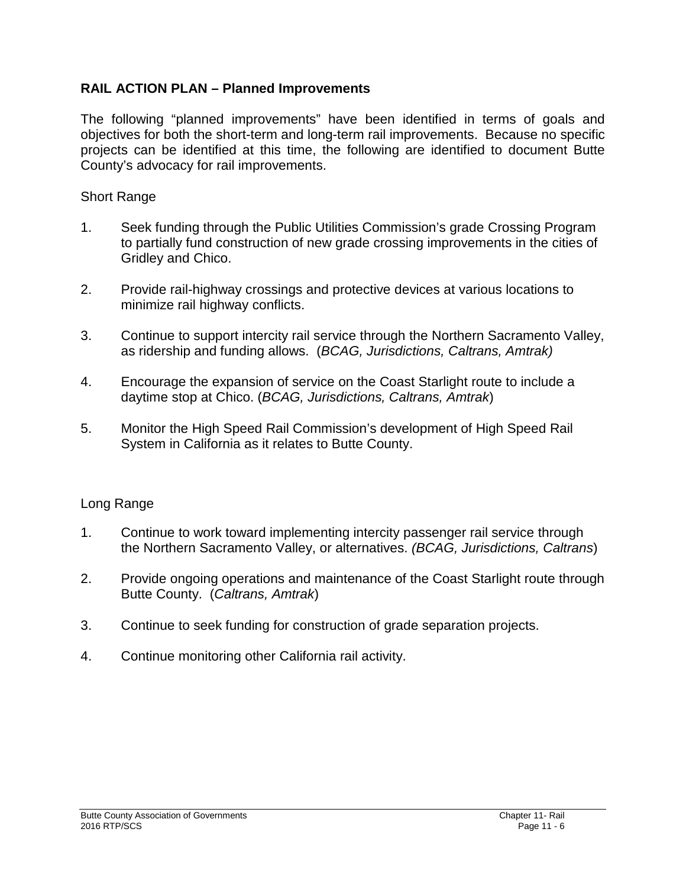## RAIL ACTION PLAN – Planned Improvements

The following "planned improvements" have been identified in terms of goals and objectives for both the short-term and long-term rail improvements. Because no specific projects can be identified at this time, the following are identified to document Butte County's advocacy for rail improvements.

Short Range

1. Seek funding through the Public Utilities Commission's grade Crossing Program to partially fund construction of new grade crossing improvements in the cities of Gridley and Chico.

2. Provide rail-highway crossings and protective devices at various locations to minimize rail highway conflicts.

3. Continue to support intercity rail service through the Northern Sacramento Valley, as ridership and funding allows. (*BCAG, Jurisdictions, Caltrans, Amtrak)*

4. Encourage the expansion of service on the Coast Starlight route to include a daytime stop at Chico. (*BCAG, Jurisdictions, Caltrans, Amtrak*)

5. Monitor the High Speed Rail Commission's development of High Speed Rail System in California as it relates to Butte County.

Long Range

1. Continue to work toward implementing intercity passenger rail service through the Northern Sacramento Valley, or alternatives. *(BCAG, Jurisdictions, Caltrans*)

2. Provide ongoing operations and maintenance of the Coast Starlight route through Butte County. (*Caltrans, Amtrak*)

3. Continue to seek funding for construction of grade separation projects.

4. Continue monitoring other California rail activity.